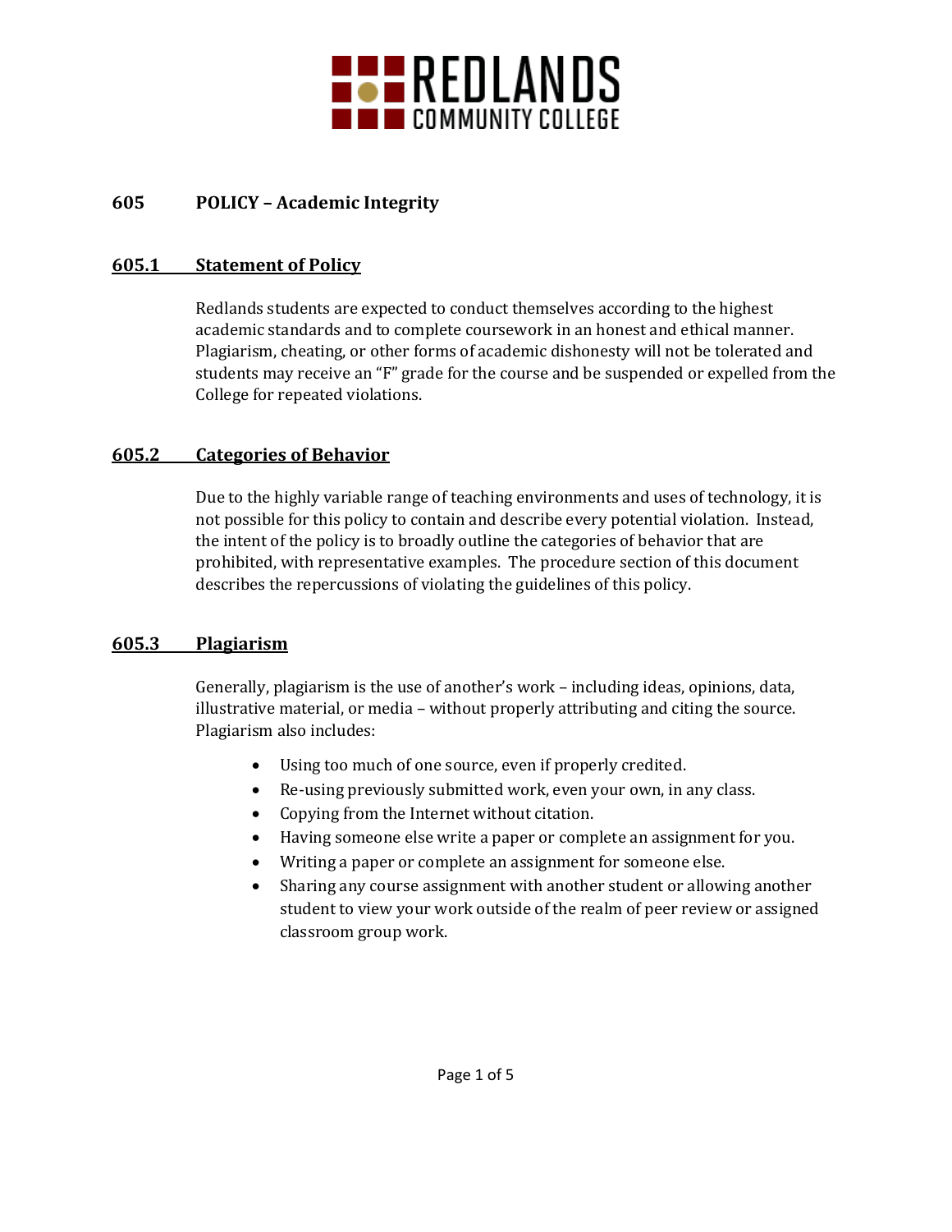REDLANDS COMMUNITY COLLEGE

# 605 POLICY – Academic Integrity

## 605.1 Statement of Policy

Redlands students are expected to conduct themselves according to the highest academic standards and to complete coursework in an honest and ethical manner. Plagiarism, cheating, or other forms of academic dishonesty will not be tolerated and students may receive an "F" grade for the course and be suspended or expelled from the College for repeated violations.

## 605.2 Categories of Behavior

Due to the highly variable range of teaching environments and uses of technology, it is not possible for this policy to contain and describe every potential violation. Instead, the intent of the policy is to broadly outline the categories of behavior that are prohibited, with representative examples. The procedure section of this document describes the repercussions of violating the guidelines of this policy.

## 605.3 Plagiarism

Generally, plagiarism is the use of another's work – including ideas, opinions, data, illustrative material, or media – without properly attributing and citing the source. Plagiarism also includes:

- Using too much of one source, even if properly credited.
- Re-using previously submitted work, even your own, in any class.
- Copying from the Internet without citation.
- Having someone else write a paper or complete an assignment for you.
- Writing a paper or complete an assignment for someone else.
- Sharing any course assignment with another student or allowing another student to view your work outside of the realm of peer review or assigned classroom group work.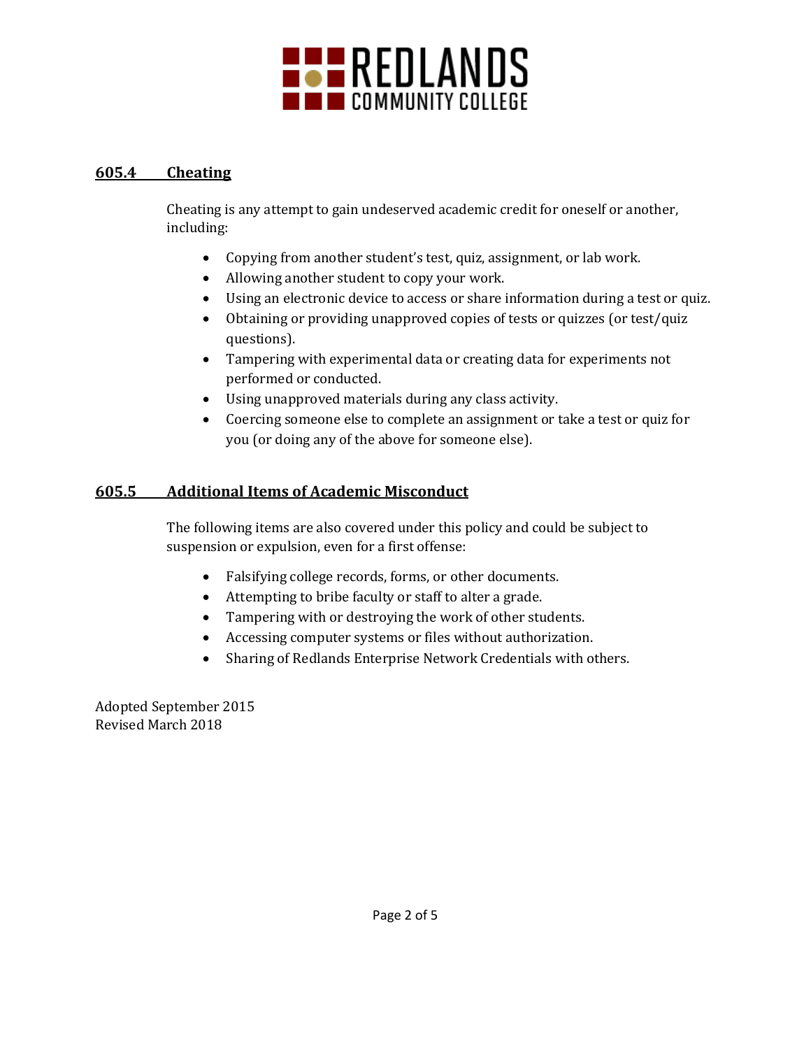## 605.4 Cheating

Cheating is any attempt to gain undeserved academic credit for oneself or another, including:

- Copying from another student's test, quiz, assignment, or lab work.
- Allowing another student to copy your work.
- Using an electronic device to access or share information during a test or quiz.
- Obtaining or providing unapproved copies of tests or quizzes (or test/quiz questions).
- Tampering with experimental data or creating data for experiments not performed or conducted.
- Using unapproved materials during any class activity.
- Coercing someone else to complete an assignment or take a test or quiz for you (or doing any of the above for someone else).

## 605.5 Additional Items of Academic Misconduct

The following items are also covered under this policy and could be subject to suspension or expulsion, even for a first offense:

- Falsifying college records, forms, or other documents.
- Attempting to bribe faculty or staff to alter a grade.
- Tampering with or destroying the work of other students.
- Accessing computer systems or files without authorization.
- Sharing of Redlands Enterprise Network Credentials with others.

Adopted September 2015
Revised March 2018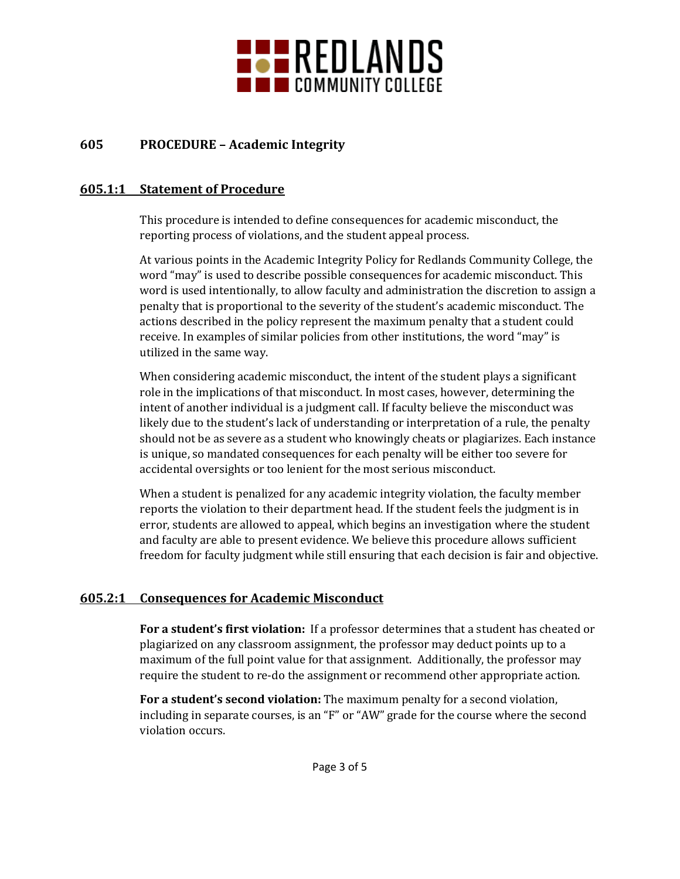## 605 PROCEDURE – Academic Integrity

### 605.1:1 Statement of Procedure

This procedure is intended to define consequences for academic misconduct, the reporting process of violations, and the student appeal process.

At various points in the Academic Integrity Policy for Redlands Community College, the word "may" is used to describe possible consequences for academic misconduct. This word is used intentionally, to allow faculty and administration the discretion to assign a penalty that is proportional to the severity of the student's academic misconduct. The actions described in the policy represent the maximum penalty that a student could receive. In examples of similar policies from other institutions, the word "may" is utilized in the same way.

When considering academic misconduct, the intent of the student plays a significant role in the implications of that misconduct. In most cases, however, determining the intent of another individual is a judgment call. If faculty believe the misconduct was likely due to the student's lack of understanding or interpretation of a rule, the penalty should not be as severe as a student who knowingly cheats or plagiarizes. Each instance is unique, so mandated consequences for each penalty will be either too severe for accidental oversights or too lenient for the most serious misconduct.

When a student is penalized for any academic integrity violation, the faculty member reports the violation to their department head. If the student feels the judgment is in error, students are allowed to appeal, which begins an investigation where the student and faculty are able to present evidence. We believe this procedure allows sufficient freedom for faculty judgment while still ensuring that each decision is fair and objective.

### 605.2:1 Consequences for Academic Misconduct

**For a student's first violation:** If a professor determines that a student has cheated or plagiarized on any classroom assignment, the professor may deduct points up to a maximum of the full point value for that assignment. Additionally, the professor may require the student to re-do the assignment or recommend other appropriate action.

**For a student's second violation:** The maximum penalty for a second violation, including in separate courses, is an "F" or "AW" grade for the course where the second violation occurs.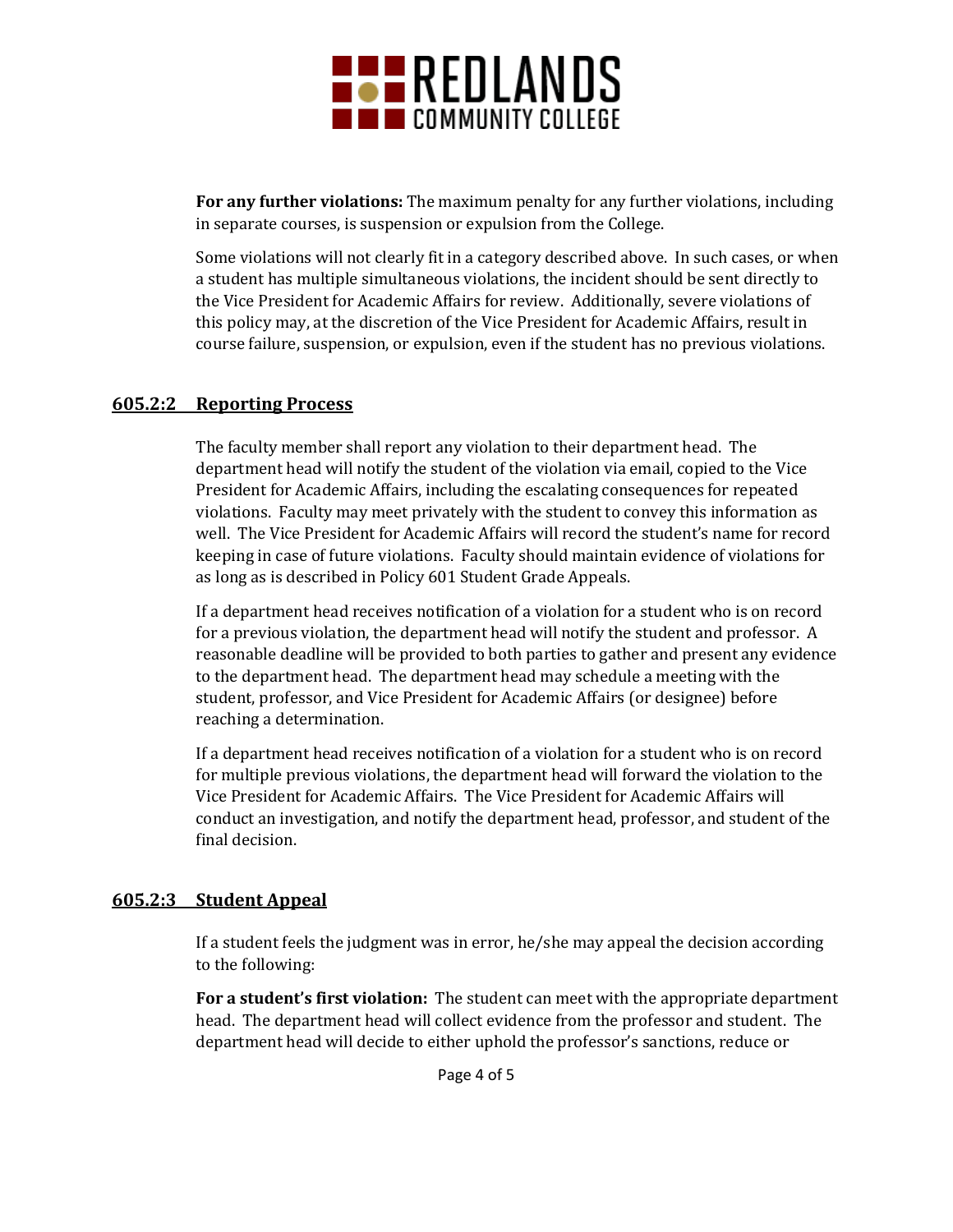**For any further violations:** The maximum penalty for any further violations, including in separate courses, is suspension or expulsion from the College.

Some violations will not clearly fit in a category described above. In such cases, or when a student has multiple simultaneous violations, the incident should be sent directly to the Vice President for Academic Affairs for review. Additionally, severe violations of this policy may, at the discretion of the Vice President for Academic Affairs, result in course failure, suspension, or expulsion, even if the student has no previous violations.

## 605.2:2 Reporting Process

The faculty member shall report any violation to their department head. The department head will notify the student of the violation via email, copied to the Vice President for Academic Affairs, including the escalating consequences for repeated violations. Faculty may meet privately with the student to convey this information as well. The Vice President for Academic Affairs will record the student's name for record keeping in case of future violations. Faculty should maintain evidence of violations for as long as is described in Policy 601 Student Grade Appeals.

If a department head receives notification of a violation for a student who is on record for a previous violation, the department head will notify the student and professor. A reasonable deadline will be provided to both parties to gather and present any evidence to the department head. The department head may schedule a meeting with the student, professor, and Vice President for Academic Affairs (or designee) before reaching a determination.

If a department head receives notification of a violation for a student who is on record for multiple previous violations, the department head will forward the violation to the Vice President for Academic Affairs. The Vice President for Academic Affairs will conduct an investigation, and notify the department head, professor, and student of the final decision.

## 605.2:3 Student Appeal

If a student feels the judgment was in error, he/she may appeal the decision according to the following:

**For a student's first violation:** The student can meet with the appropriate department head. The department head will collect evidence from the professor and student. The department head will decide to either uphold the professor's sanctions, reduce or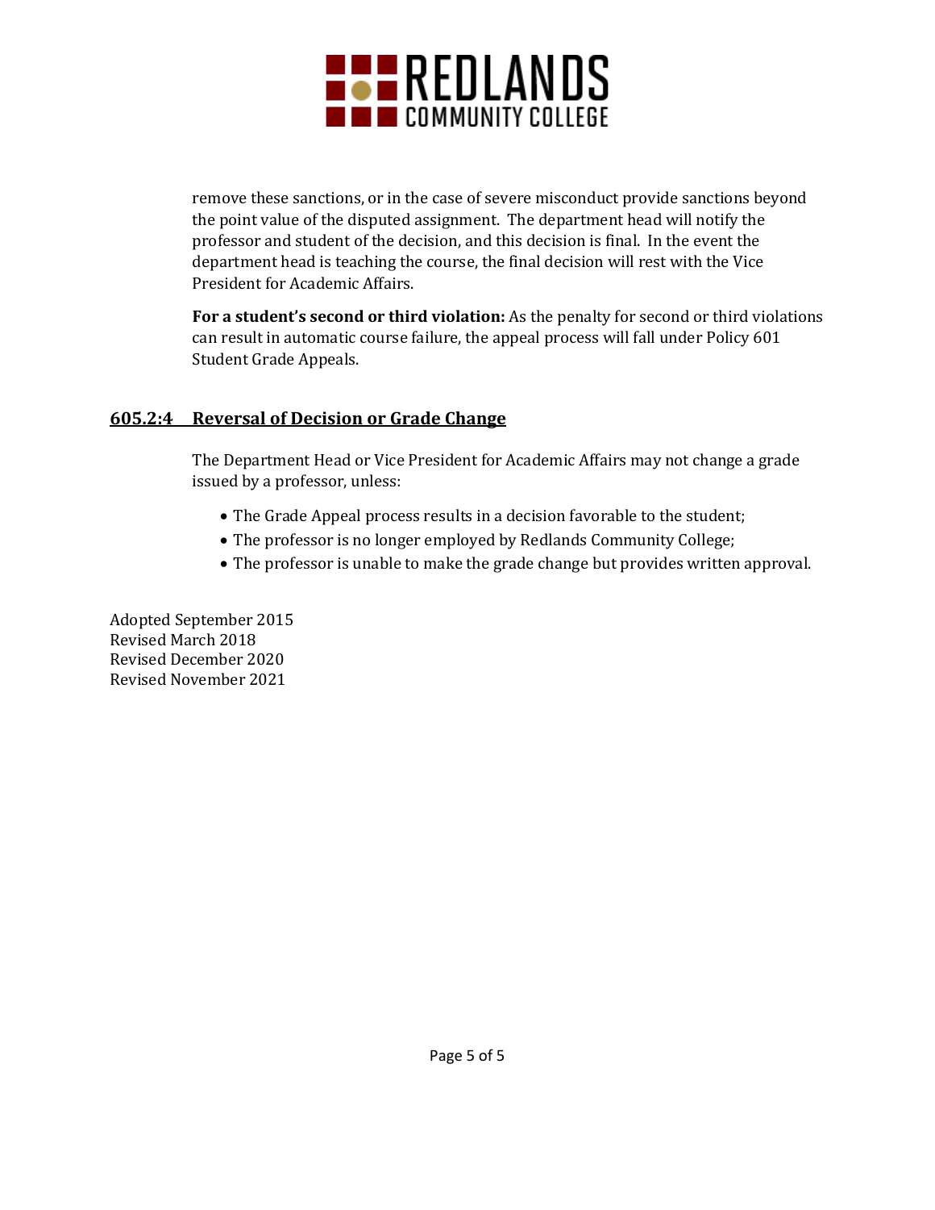remove these sanctions, or in the case of severe misconduct provide sanctions beyond the point value of the disputed assignment. The department head will notify the professor and student of the decision, and this decision is final. In the event the department head is teaching the course, the final decision will rest with the Vice President for Academic Affairs.

**For a student's second or third violation:** As the penalty for second or third violations can result in automatic course failure, the appeal process will fall under Policy 601 Student Grade Appeals.

## 605.2:4 Reversal of Decision or Grade Change

The Department Head or Vice President for Academic Affairs may not change a grade issued by a professor, unless:

- The Grade Appeal process results in a decision favorable to the student;
- The professor is no longer employed by Redlands Community College;
- The professor is unable to make the grade change but provides written approval.

Adopted September 2015
Revised March 2018
Revised December 2020
Revised November 2021